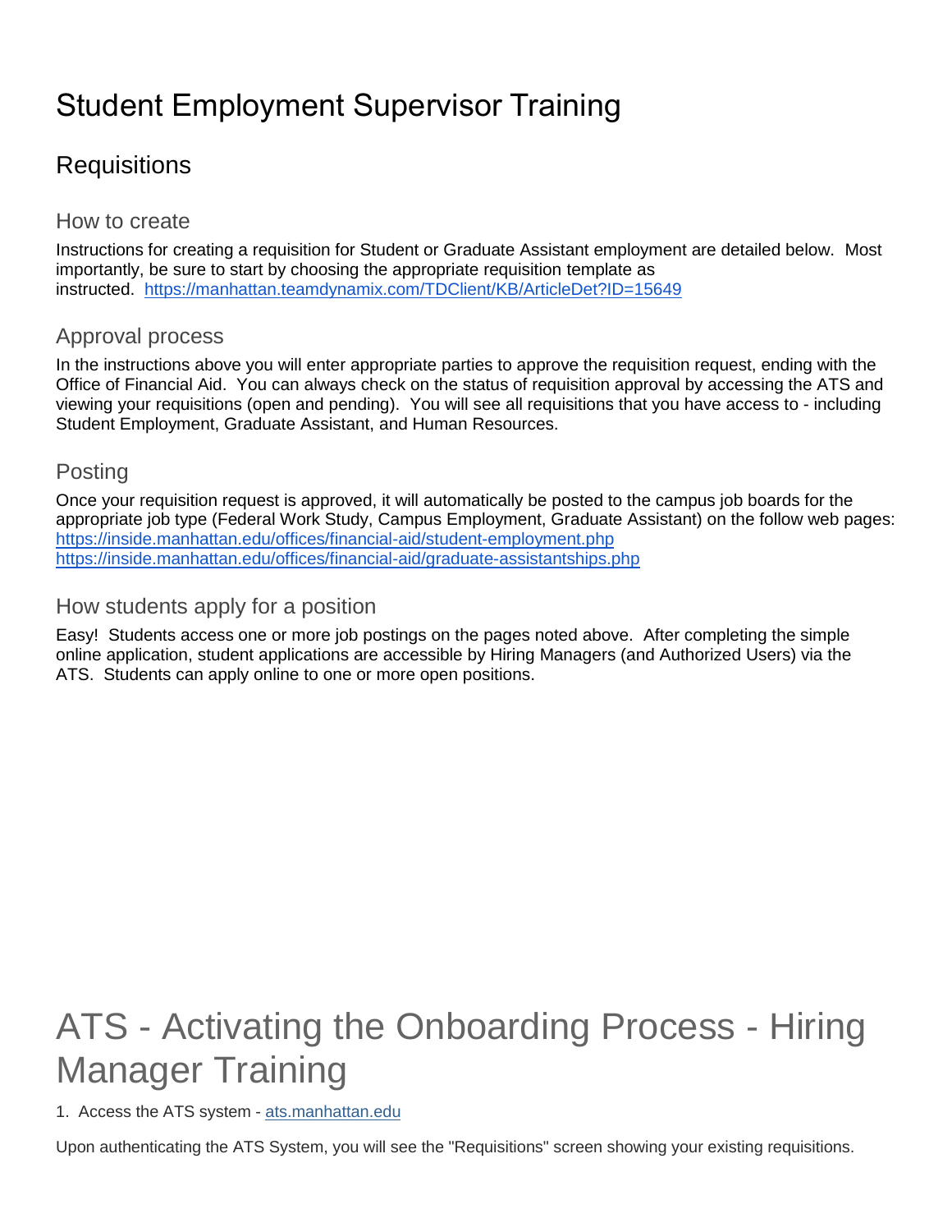# Student Employment Supervisor Training

## Requisitions

### How to create

Instructions for creating a requisition for Student or Graduate Assistant employment are detailed below. Most importantly, be sure to start by choosing the appropriate requisition template as instructed. https://manhattan.teamdynamix.com/TDClient/KB/ArticleDet?ID=15649

### Approval process

In the instructions above you will enter appropriate parties to approve the requisition request, ending with the Office of Financial Aid. You can always check on the status of requisition approval by accessing the ATS and viewing your requisitions (open and pending). You will see all requisitions that you have access to - including Student Employment, Graduate Assistant, and Human Resources.

### Posting

Once your requisition request is approved, it will automatically be posted to the campus job boards for the appropriate job type (Federal Work Study, Campus Employment, Graduate Assistant) on the follow web pages:
https://inside.manhattan.edu/offices/financial-aid/student-employment.php
https://inside.manhattan.edu/offices/financial-aid/graduate-assistantships.php

### How students apply for a position

Easy! Students access one or more job postings on the pages noted above. After completing the simple online application, student applications are accessible by Hiring Managers (and Authorized Users) via the ATS. Students can apply online to one or more open positions.

# ATS - Activating the Onboarding Process - Hiring Manager Training

1. Access the ATS system - ats.manhattan.edu

Upon authenticating the ATS System, you will see the "Requisitions" screen showing your existing requisitions.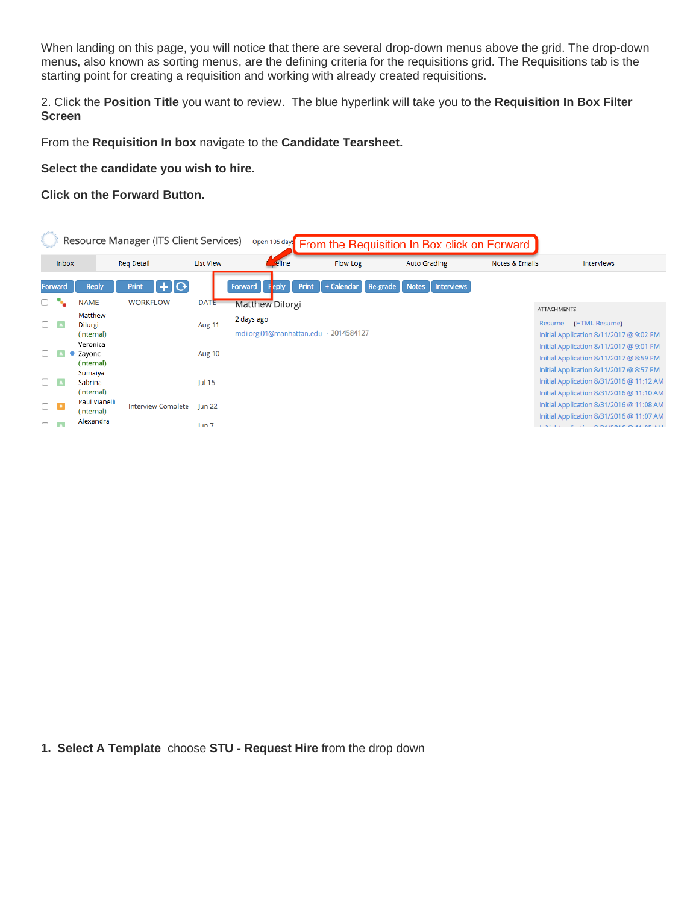When landing on this page, you will notice that there are several drop-down menus above the grid. The drop-down menus, also known as sorting menus, are the defining criteria for the requisitions grid. The Requisitions tab is the starting point for creating a requisition and working with already created requisitions.

2. Click the **Position Title** you want to review. The blue hyperlink will take you to the **Requisition In Box Filter Screen**

From the **Requisition In box** navigate to the **Candidate Tearsheet.**

**Select the candidate you wish to hire.**

**Click on the Forward Button.**

1. **Select A Template** choose **STU - Request Hire** from the drop down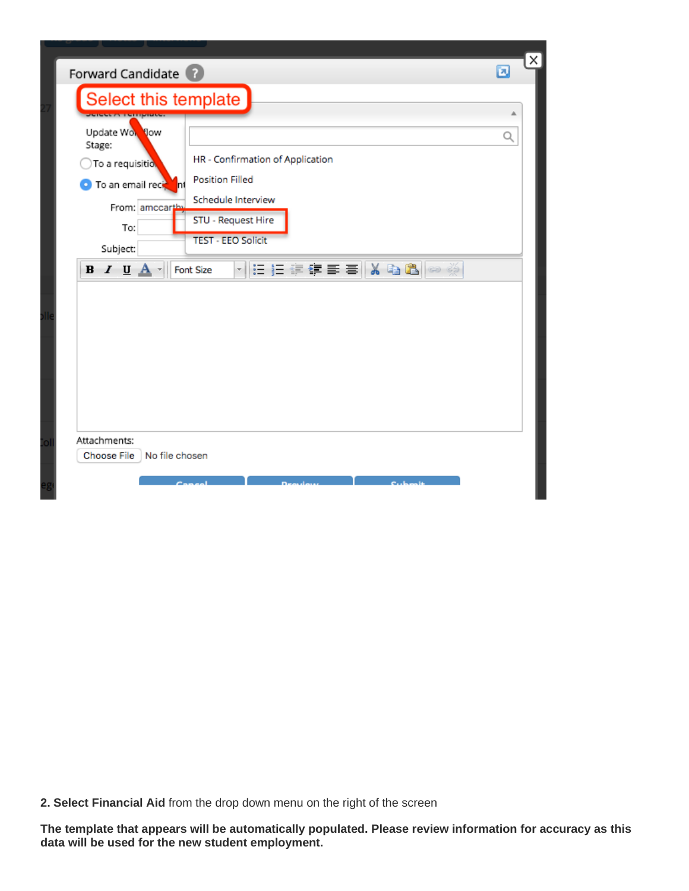**2. Select Financial Aid** from the drop down menu on the right of the screen

**The template that appears will be automatically populated. Please review information for accuracy as this data will be used for the new student employment.**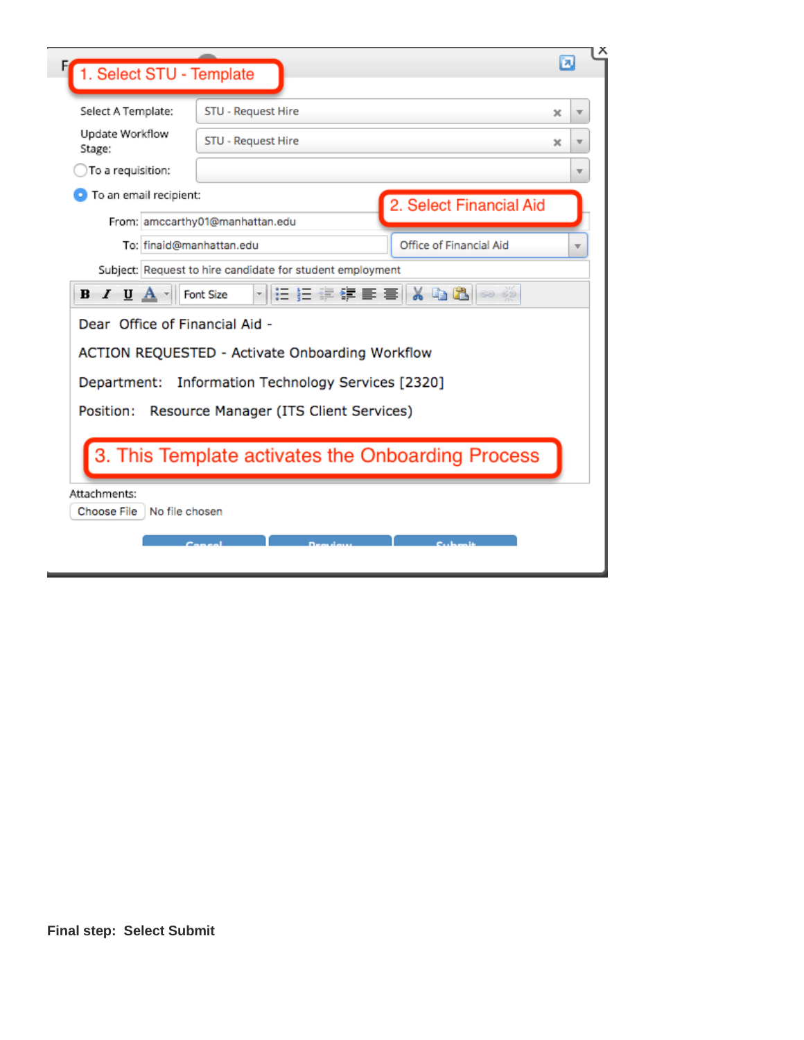1. Select STU - Template

Select A Template: STU - Request Hire

Update Workflow Stage: STU - Request Hire

To a requisition:

To an email recipient:

2. Select Financial Aid

From: amccarthy01@manhattan.edu

To: finaid@manhattan.edu — Office of Financial Aid

Subject: Request to hire candidate for student employment

Dear Office of Financial Aid -

ACTION REQUESTED - Activate Onboarding Workflow

Department: Information Technology Services [2320]

Position: Resource Manager (ITS Client Services)

3. This Template activates the Onboarding Process

Attachments:

Choose File No file chosen

Cancel | Preview | Submit

**Final step: Select Submit**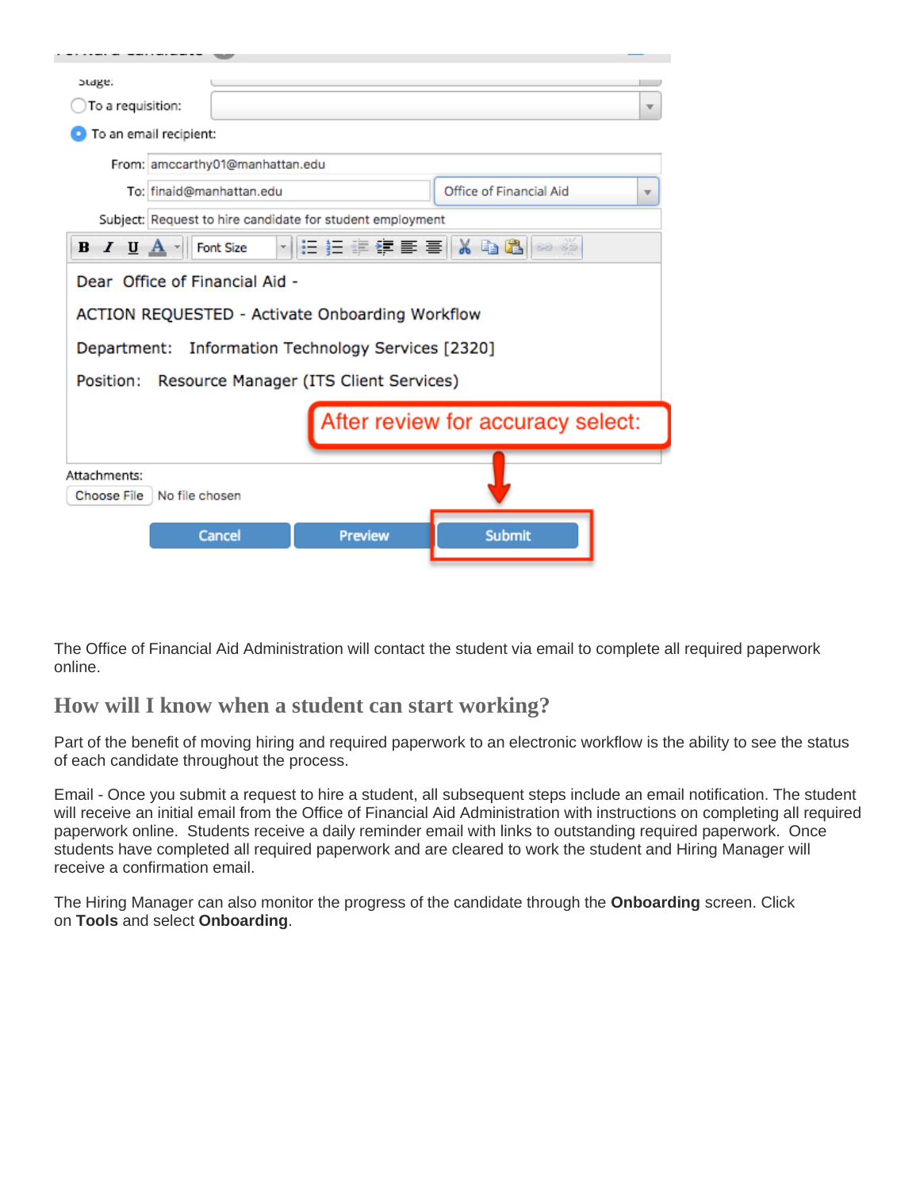Stage:

To a requisition:

To an email recipient:

From: amccarthy01@manhattan.edu

To: finaid@manhattan.edu Office of Financial Aid

Subject: Request to hire candidate for student employment

Dear Office of Financial Aid -

ACTION REQUESTED - Activate Onboarding Workflow

Department: Information Technology Services [2320]

Position: Resource Manager (ITS Client Services)

After review for accuracy select:

Attachments:

Choose File No file chosen

Cancel Preview Submit

The Office of Financial Aid Administration will contact the student via email to complete all required paperwork online.

## How will I know when a student can start working?

Part of the benefit of moving hiring and required paperwork to an electronic workflow is the ability to see the status of each candidate throughout the process.

Email - Once you submit a request to hire a student, all subsequent steps include an email notification. The student will receive an initial email from the Office of Financial Aid Administration with instructions on completing all required paperwork online. Students receive a daily reminder email with links to outstanding required paperwork. Once students have completed all required paperwork and are cleared to work the student and Hiring Manager will receive a confirmation email.

The Hiring Manager can also monitor the progress of the candidate through the **Onboarding** screen. Click on **Tools** and select **Onboarding**.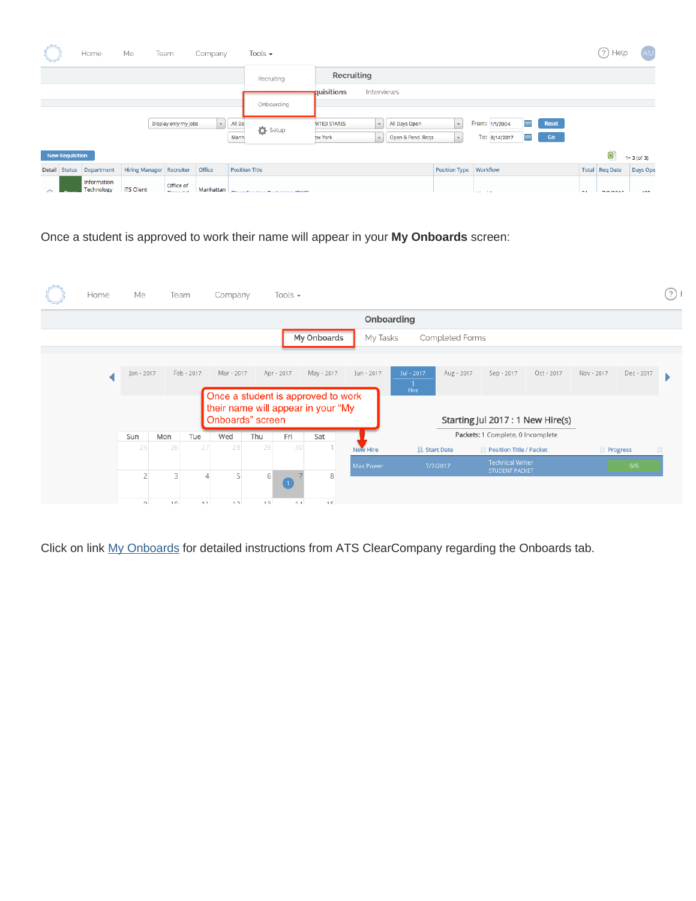Once a student is approved to work their name will appear in your **My Onboards** screen:

Click on link My Onboards for detailed instructions from ATS ClearCompany regarding the Onboards tab.